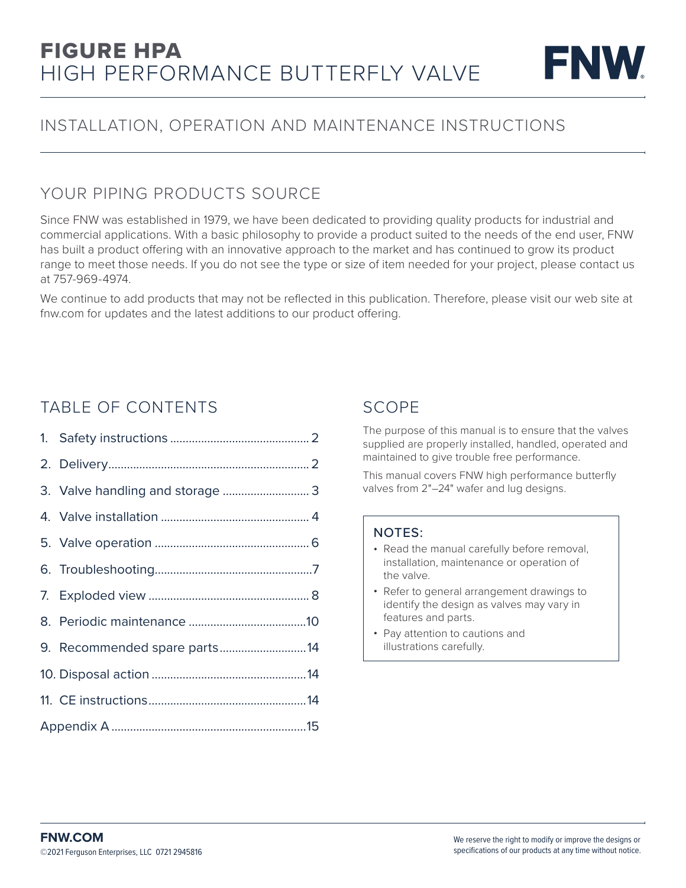# FIGURE HPA
# HIGH PERFORMANCE BUTTERFLY VALVE

FNW

## INSTALLATION, OPERATION AND MAINTENANCE INSTRUCTIONS

## YOUR PIPING PRODUCTS SOURCE

Since FNW was established in 1979, we have been dedicated to providing quality products for industrial and commercial applications. With a basic philosophy to provide a product suited to the needs of the end user, FNW has built a product offering with an innovative approach to the market and has continued to grow its product range to meet those needs. If you do not see the type or size of item needed for your project, please contact us at 757-969-4974.

We continue to add products that may not be reflected in this publication. Therefore, please visit our web site at fnw.com for updates and the latest additions to our product offering.

## TABLE OF CONTENTS

1. Safety instructions ............ 2
2. Delivery ............ 2
3. Valve handling and storage ............ 3
4. Valve installation ............ 4
5. Valve operation ............ 6
6. Troubleshooting ............ 7
7. Exploded view ............ 8
8. Periodic maintenance ............ 10
9. Recommended spare parts ............ 14
10. Disposal action ............ 14
11. CE instructions ............ 14

Appendix A ............ 15

## SCOPE

The purpose of this manual is to ensure that the valves supplied are properly installed, handled, operated and maintained to give trouble free performance.

This manual covers FNW high performance butterfly valves from 2"–24" wafer and lug designs.

**NOTES:**

- Read the manual carefully before removal, installation, maintenance or operation of the valve.
- Refer to general arrangement drawings to identify the design as valves may vary in features and parts.
- Pay attention to cautions and illustrations carefully.

**FNW.COM**
©2021 Ferguson Enterprises, LLC 0721 2945816

We reserve the right to modify or improve the designs or specifications of our products at any time without notice.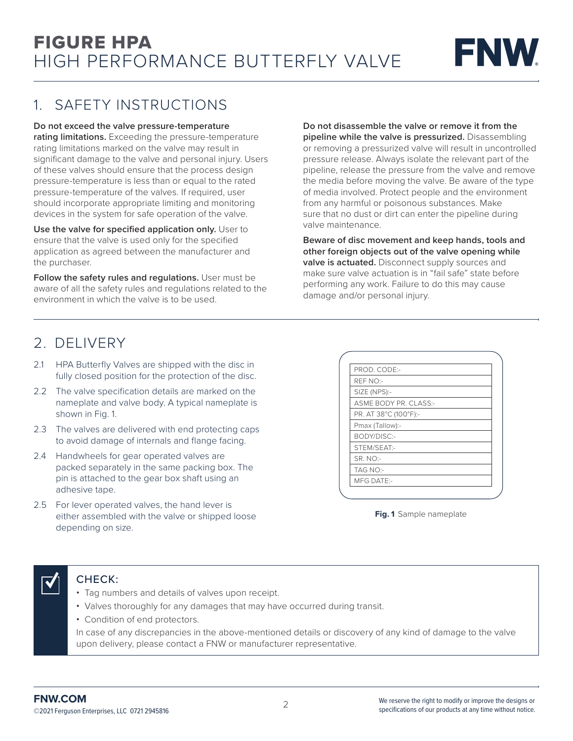# FIGURE HPA
# HIGH PERFORMANCE BUTTERFLY VALVE

## 1. SAFETY INSTRUCTIONS

**Do not exceed the valve pressure-temperature rating limitations.** Exceeding the pressure-temperature rating limitations marked on the valve may result in significant damage to the valve and personal injury. Users of these valves should ensure that the process design pressure-temperature is less than or equal to the rated pressure-temperature of the valves. If required, user should incorporate appropriate limiting and monitoring devices in the system for safe operation of the valve.

**Use the valve for specified application only.** User to ensure that the valve is used only for the specified application as agreed between the manufacturer and the purchaser.

**Follow the safety rules and regulations.** User must be aware of all the safety rules and regulations related to the environment in which the valve is to be used.

**Do not disassemble the valve or remove it from the pipeline while the valve is pressurized.** Disassembling or removing a pressurized valve will result in uncontrolled pressure release. Always isolate the relevant part of the pipeline, release the pressure from the valve and remove the media before moving the valve. Be aware of the type of media involved. Protect people and the environment from any harmful or poisonous substances. Make sure that no dust or dirt can enter the pipeline during valve maintenance.

**Beware of disc movement and keep hands, tools and other foreign objects out of the valve opening while valve is actuated.** Disconnect supply sources and make sure valve actuation is in "fail safe" state before performing any work. Failure to do this may cause damage and/or personal injury.

## 2. DELIVERY

2.1 HPA Butterfly Valves are shipped with the disc in fully closed position for the protection of the disc.

2.2 The valve specification details are marked on the nameplate and valve body. A typical nameplate is shown in Fig. 1.

2.3 The valves are delivered with end protecting caps to avoid damage of internals and flange facing.

2.4 Handwheels for gear operated valves are packed separately in the same packing box. The pin is attached to the gear box shaft using an adhesive tape.

2.5 For lever operated valves, the hand lever is either assembled with the valve or shipped loose depending on size.

| PROD. CODE:- |
|---|
| REF NO:- |
| SIZE (NPS):- |
| ASME BODY PR. CLASS:- |
| PR. AT 38°C (100°F):- |
| Pmax (Tallow):- |
| BODY/DISC:- |
| STEM/SEAT:- |
| SR. NO:- |
| TAG NO:- |
| MFG DATE:- |

**Fig. 1** Sample nameplate

### CHECK:

- Tag numbers and details of valves upon receipt.
- Valves thoroughly for any damages that may have occurred during transit.
- Condition of end protectors.

In case of any discrepancies in the above-mentioned details or discovery of any kind of damage to the valve upon delivery, please contact a FNW or manufacturer representative.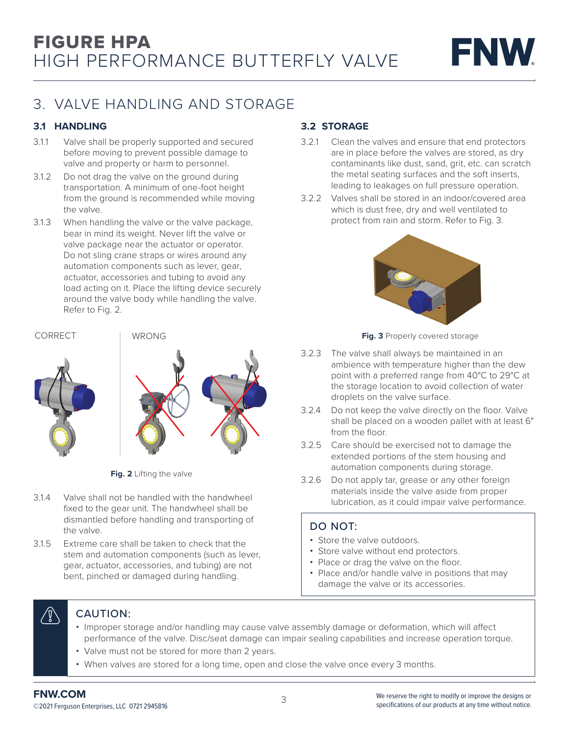## 3. VALVE HANDLING AND STORAGE

### 3.1 HANDLING

3.1.1 Valve shall be properly supported and secured before moving to prevent possible damage to valve and property or harm to personnel.

3.1.2 Do not drag the valve on the ground during transportation. A minimum of one-foot height from the ground is recommended while moving the valve.

3.1.3 When handling the valve or the valve package, bear in mind its weight. Never lift the valve or valve package near the actuator or operator. Do not sling crane straps or wires around any automation components such as lever, gear, actuator, accessories and tubing to avoid any load acting on it. Place the lifting device securely around the valve body while handling the valve. Refer to Fig. 2.

CORRECT    WRONG

**Fig. 2** Lifting the valve

3.1.4 Valve shall not be handled with the handwheel fixed to the gear unit. The handwheel shall be dismantled before handling and transporting of the valve.

3.1.5 Extreme care shall be taken to check that the stem and automation components (such as lever, gear, actuator, accessories, and tubing) are not bent, pinched or damaged during handling.

### 3.2 STORAGE

3.2.1 Clean the valves and ensure that end protectors are in place before the valves are stored, as dry contaminants like dust, sand, grit, etc. can scratch the metal seating surfaces and the soft inserts, leading to leakages on full pressure operation.

3.2.2 Valves shall be stored in an indoor/covered area which is dust free, dry and well ventilated to protect from rain and storm. Refer to Fig. 3.

**Fig. 3** Properly covered storage

3.2.3 The valve shall always be maintained in an ambience with temperature higher than the dew point with a preferred range from 40°C to 29°C at the storage location to avoid collection of water droplets on the valve surface.

3.2.4 Do not keep the valve directly on the floor. Valve shall be placed on a wooden pallet with at least 6" from the floor.

3.2.5 Care should be exercised not to damage the extended portions of the stem housing and automation components during storage.

3.2.6 Do not apply tar, grease or any other foreign materials inside the valve aside from proper lubrication, as it could impair valve performance.

#### DO NOT:

- Store the valve outdoors.
- Store valve without end protectors.
- Place or drag the valve on the floor.
- Place and/or handle valve in positions that may damage the valve or its accessories.

#### CAUTION:

- Improper storage and/or handling may cause valve assembly damage or deformation, which will affect performance of the valve. Disc/seat damage can impair sealing capabilities and increase operation torque.
- Valve must not be stored for more than 2 years.
- When valves are stored for a long time, open and close the valve once every 3 months.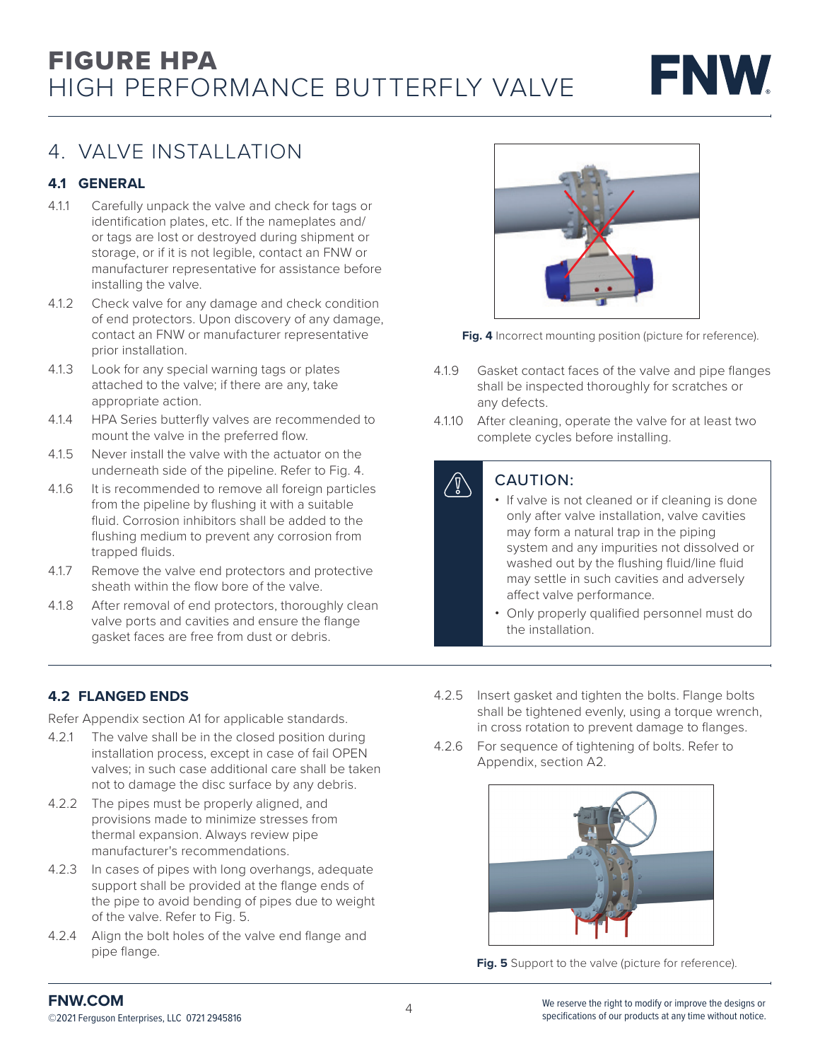# 4. VALVE INSTALLATION

## 4.1 GENERAL

4.1.1 Carefully unpack the valve and check for tags or identification plates, etc. If the nameplates and/or tags are lost or destroyed during shipment or storage, or if it is not legible, contact an FNW or manufacturer representative for assistance before installing the valve.

4.1.2 Check valve for any damage and check condition of end protectors. Upon discovery of any damage, contact an FNW or manufacturer representative prior installation.

4.1.3 Look for any special warning tags or plates attached to the valve; if there are any, take appropriate action.

4.1.4 HPA Series butterfly valves are recommended to mount the valve in the preferred flow.

4.1.5 Never install the valve with the actuator on the underneath side of the pipeline. Refer to Fig. 4.

4.1.6 It is recommended to remove all foreign particles from the pipeline by flushing it with a suitable fluid. Corrosion inhibitors shall be added to the flushing medium to prevent any corrosion from trapped fluids.

4.1.7 Remove the valve end protectors and protective sheath within the flow bore of the valve.

4.1.8 After removal of end protectors, thoroughly clean valve ports and cavities and ensure the flange gasket faces are free from dust or debris.

**Fig. 4** Incorrect mounting position (picture for reference).

4.1.9 Gasket contact faces of the valve and pipe flanges shall be inspected thoroughly for scratches or any defects.

4.1.10 After cleaning, operate the valve for at least two complete cycles before installing.

> **CAUTION:**
> - If valve is not cleaned or if cleaning is done only after valve installation, valve cavities may form a natural trap in the piping system and any impurities not dissolved or washed out by the flushing fluid/line fluid may settle in such cavities and adversely affect valve performance.
> - Only properly qualified personnel must do the installation.

## 4.2 FLANGED ENDS

Refer Appendix section A1 for applicable standards.

4.2.1 The valve shall be in the closed position during installation process, except in case of fail OPEN valves; in such case additional care shall be taken not to damage the disc surface by any debris.

4.2.2 The pipes must be properly aligned, and provisions made to minimize stresses from thermal expansion. Always review pipe manufacturer's recommendations.

4.2.3 In cases of pipes with long overhangs, adequate support shall be provided at the flange ends of the pipe to avoid bending of pipes due to weight of the valve. Refer to Fig. 5.

4.2.4 Align the bolt holes of the valve end flange and pipe flange.

4.2.5 Insert gasket and tighten the bolts. Flange bolts shall be tightened evenly, using a torque wrench, in cross rotation to prevent damage to flanges.

4.2.6 For sequence of tightening of bolts. Refer to Appendix, section A2.

**Fig. 5** Support to the valve (picture for reference).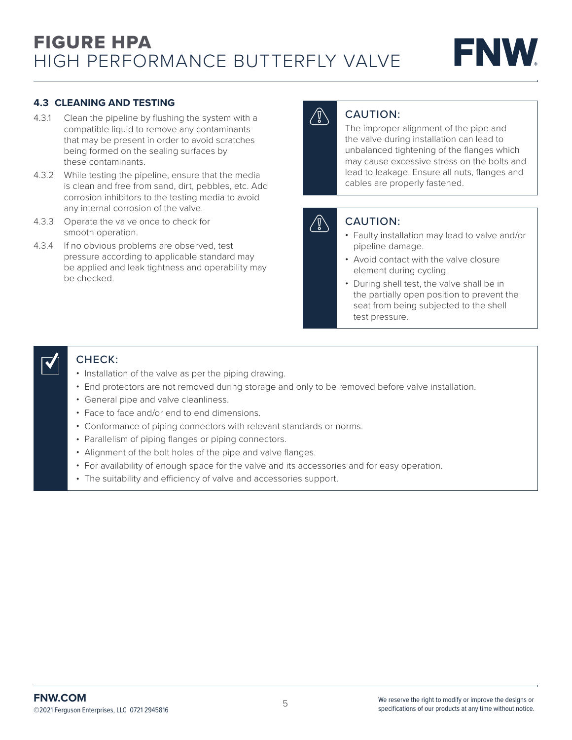### 4.3 CLEANING AND TESTING

4.3.1 Clean the pipeline by flushing the system with a compatible liquid to remove any contaminants that may be present in order to avoid scratches being formed on the sealing surfaces by these contaminants.

4.3.2 While testing the pipeline, ensure that the media is clean and free from sand, dirt, pebbles, etc. Add corrosion inhibitors to the testing media to avoid any internal corrosion of the valve.

4.3.3 Operate the valve once to check for smooth operation.

4.3.4 If no obvious problems are observed, test pressure according to applicable standard may be applied and leak tightness and operability may be checked.

**CAUTION:**

The improper alignment of the pipe and the valve during installation can lead to unbalanced tightening of the flanges which may cause excessive stress on the bolts and lead to leakage. Ensure all nuts, flanges and cables are properly fastened.

**CAUTION:**

- Faulty installation may lead to valve and/or pipeline damage.
- Avoid contact with the valve closure element during cycling.
- During shell test, the valve shall be in the partially open position to prevent the seat from being subjected to the shell test pressure.

**CHECK:**

- Installation of the valve as per the piping drawing.
- End protectors are not removed during storage and only to be removed before valve installation.
- General pipe and valve cleanliness.
- Face to face and/or end to end dimensions.
- Conformance of piping connectors with relevant standards or norms.
- Parallelism of piping flanges or piping connectors.
- Alignment of the bolt holes of the pipe and valve flanges.
- For availability of enough space for the valve and its accessories and for easy operation.
- The suitability and efficiency of valve and accessories support.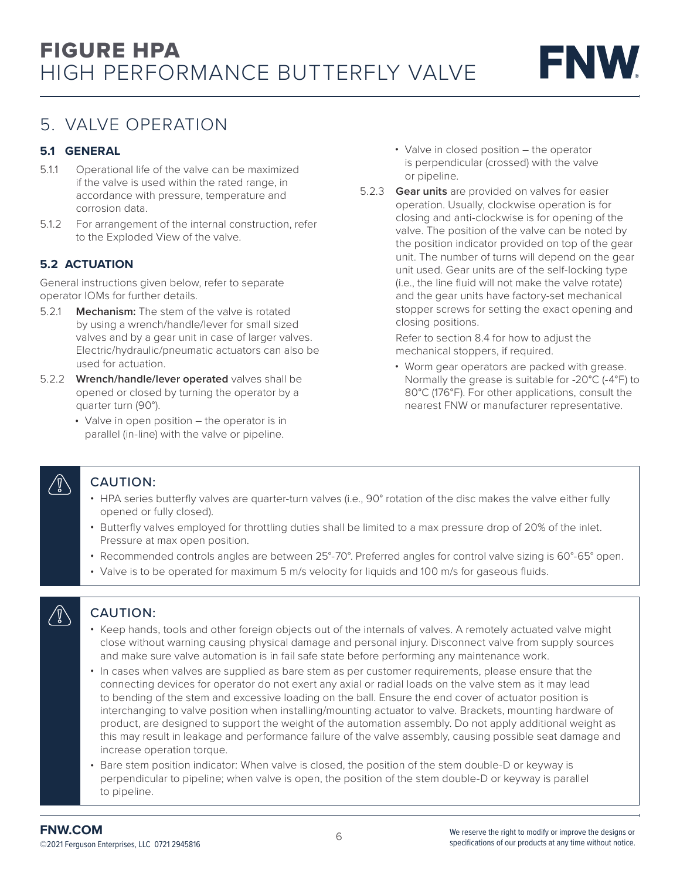# 5. VALVE OPERATION

### 5.1 GENERAL

5.1.1 Operational life of the valve can be maximized if the valve is used within the rated range, in accordance with pressure, temperature and corrosion data.

5.1.2 For arrangement of the internal construction, refer to the Exploded View of the valve.

### 5.2 ACTUATION

General instructions given below, refer to separate operator IOMs for further details.

5.2.1 **Mechanism:** The stem of the valve is rotated by using a wrench/handle/lever for small sized valves and by a gear unit in case of larger valves. Electric/hydraulic/pneumatic actuators can also be used for actuation.

5.2.2 **Wrench/handle/lever operated** valves shall be opened or closed by turning the operator by a quarter turn (90°).

- Valve in open position – the operator is in parallel (in-line) with the valve or pipeline.
- Valve in closed position – the operator is perpendicular (crossed) with the valve or pipeline.

5.2.3 **Gear units** are provided on valves for easier operation. Usually, clockwise operation is for closing and anti-clockwise is for opening of the valve. The position of the valve can be noted by the position indicator provided on top of the gear unit. The number of turns will depend on the gear unit used. Gear units are of the self-locking type (i.e., the line fluid will not make the valve rotate) and the gear units have factory-set mechanical stopper screws for setting the exact opening and closing positions.

Refer to section 8.4 for how to adjust the mechanical stoppers, if required.

- Worm gear operators are packed with grease. Normally the grease is suitable for -20°C (-4°F) to 80°C (176°F). For other applications, consult the nearest FNW or manufacturer representative.

**CAUTION:**

- HPA series butterfly valves are quarter-turn valves (i.e., 90° rotation of the disc makes the valve either fully opened or fully closed).
- Butterfly valves employed for throttling duties shall be limited to a max pressure drop of 20% of the inlet. Pressure at max open position.
- Recommended controls angles are between 25°-70°. Preferred angles for control valve sizing is 60°-65° open.
- Valve is to be operated for maximum 5 m/s velocity for liquids and 100 m/s for gaseous fluids.

**CAUTION:**

- Keep hands, tools and other foreign objects out of the internals of valves. A remotely actuated valve might close without warning causing physical damage and personal injury. Disconnect valve from supply sources and make sure valve automation is in fail safe state before performing any maintenance work.
- In cases when valves are supplied as bare stem as per customer requirements, please ensure that the connecting devices for operator do not exert any axial or radial loads on the valve stem as it may lead to bending of the stem and excessive loading on the ball. Ensure the end cover of actuator position is interchanging to valve position when installing/mounting actuator to valve. Brackets, mounting hardware of product, are designed to support the weight of the automation assembly. Do not apply additional weight as this may result in leakage and performance failure of the valve assembly, causing possible seat damage and increase operation torque.
- Bare stem position indicator: When valve is closed, the position of the stem double-D or keyway is perpendicular to pipeline; when valve is open, the position of the stem double-D or keyway is parallel to pipeline.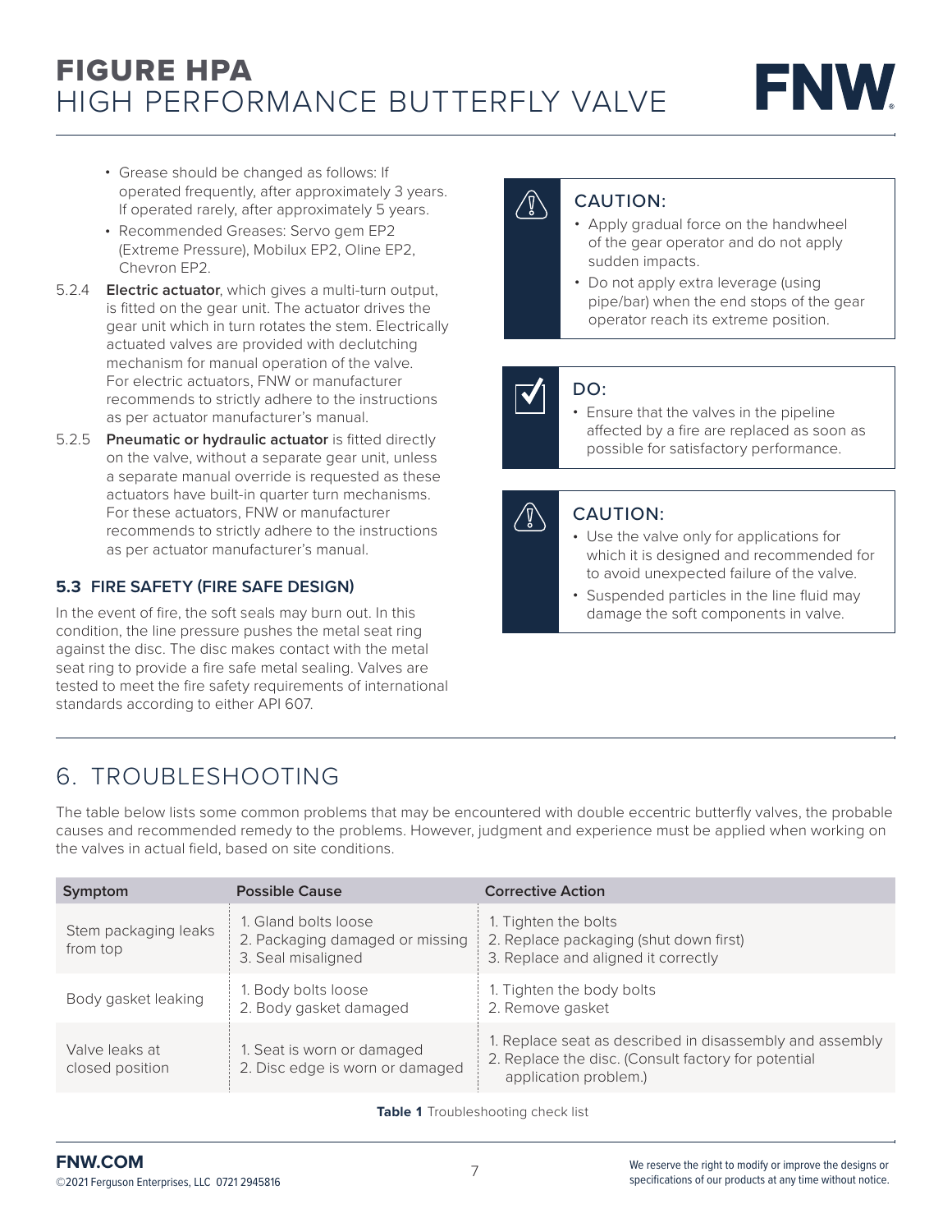- Grease should be changed as follows: If operated frequently, after approximately 3 years. If operated rarely, after approximately 5 years.
- Recommended Greases: Servo gem EP2 (Extreme Pressure), Mobilux EP2, Oline EP2, Chevron EP2.

5.2.4 **Electric actuator**, which gives a multi-turn output, is fitted on the gear unit. The actuator drives the gear unit which in turn rotates the stem. Electrically actuated valves are provided with declutching mechanism for manual operation of the valve. For electric actuators, FNW or manufacturer recommends to strictly adhere to the instructions as per actuator manufacturer's manual.

5.2.5 **Pneumatic or hydraulic actuator** is fitted directly on the valve, without a separate gear unit, unless a separate manual override is requested as these actuators have built-in quarter turn mechanisms. For these actuators, FNW or manufacturer recommends to strictly adhere to the instructions as per actuator manufacturer's manual.

### 5.3 FIRE SAFETY (FIRE SAFE DESIGN)

In the event of fire, the soft seals may burn out. In this condition, the line pressure pushes the metal seat ring against the disc. The disc makes contact with the metal seat ring to provide a fire safe metal sealing. Valves are tested to meet the fire safety requirements of international standards according to either API 607.

**CAUTION:**

- Apply gradual force on the handwheel of the gear operator and do not apply sudden impacts.
- Do not apply extra leverage (using pipe/bar) when the end stops of the gear operator reach its extreme position.

**DO:**

- Ensure that the valves in the pipeline affected by a fire are replaced as soon as possible for satisfactory performance.

**CAUTION:**

- Use the valve only for applications for which it is designed and recommended for to avoid unexpected failure of the valve.
- Suspended particles in the line fluid may damage the soft components in valve.

## 6. TROUBLESHOOTING

The table below lists some common problems that may be encountered with double eccentric butterfly valves, the probable causes and recommended remedy to the problems. However, judgment and experience must be applied when working on the valves in actual field, based on site conditions.

| Symptom | Possible Cause | Corrective Action |
|---|---|---|
| Stem packaging leaks from top | 1. Gland bolts loose<br>2. Packaging damaged or missing<br>3. Seal misaligned | 1. Tighten the bolts<br>2. Replace packaging (shut down first)<br>3. Replace and aligned it correctly |
| Body gasket leaking | 1. Body bolts loose<br>2. Body gasket damaged | 1. Tighten the body bolts<br>2. Remove gasket |
| Valve leaks at closed position | 1. Seat is worn or damaged<br>2. Disc edge is worn or damaged | 1. Replace seat as described in disassembly and assembly<br>2. Replace the disc. (Consult factory for potential application problem.) |

**Table 1** Troubleshooting check list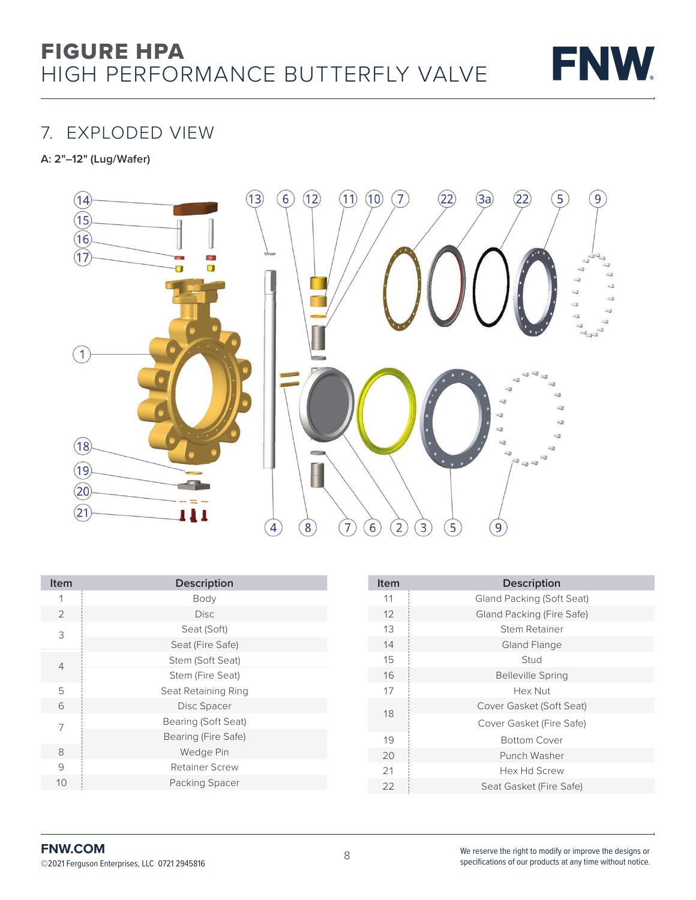# FIGURE HPA
## HIGH PERFORMANCE BUTTERFLY VALVE

## 7. EXPLODED VIEW

**A: 2"–12" (Lug/Wafer)**

| Item | Description |
|---|---|
| 1 | Body |
| 2 | Disc |
| 3 | Seat (Soft) |
| | Seat (Fire Safe) |
| 4 | Stem (Soft Seat) |
| | Stem (Fire Seat) |
| 5 | Seat Retaining Ring |
| 6 | Disc Spacer |
| 7 | Bearing (Soft Seat) |
| | Bearing (Fire Safe) |
| 8 | Wedge Pin |
| 9 | Retainer Screw |
| 10 | Packing Spacer |

| Item | Description |
|---|---|
| 11 | Gland Packing (Soft Seat) |
| 12 | Gland Packing (Fire Safe) |
| 13 | Stem Retainer |
| 14 | Gland Flange |
| 15 | Stud |
| 16 | Belleville Spring |
| 17 | Hex Nut |
| 18 | Cover Gasket (Soft Seat) |
| | Cover Gasket (Fire Safe) |
| 19 | Bottom Cover |
| 20 | Punch Washer |
| 21 | Hex Hd Screw |
| 22 | Seat Gasket (Fire Safe) |

FNW.COM
©2021 Ferguson Enterprises, LLC 0721 2945816

We reserve the right to modify or improve the designs or specifications of our products at any time without notice.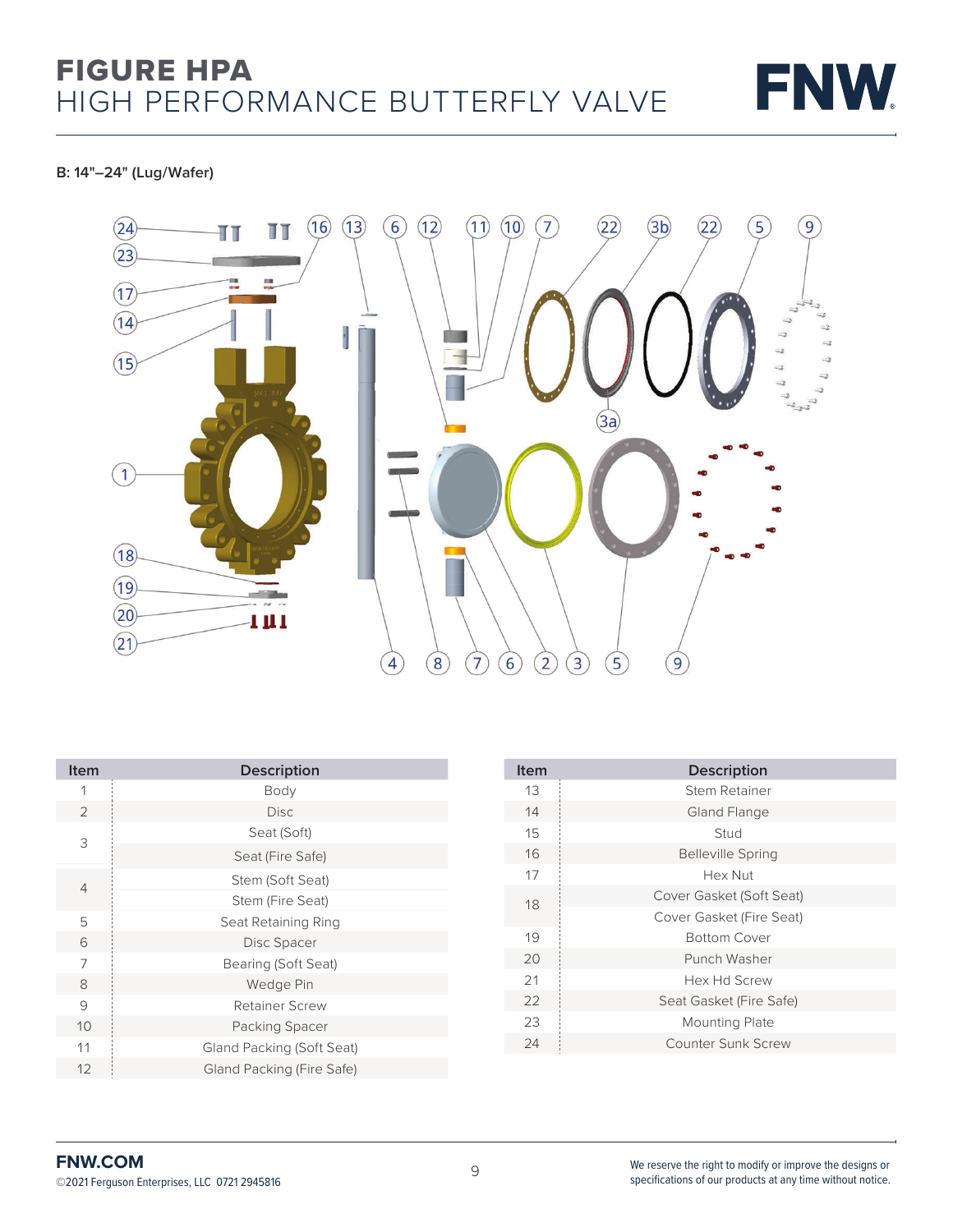# FIGURE HPA
## HIGH PERFORMANCE BUTTERFLY VALVE

**B: 14"–24" (Lug/Wafer)**

| Item | Description |
|---|---|
| 1 | Body |
| 2 | Disc |
| 3 | Seat (Soft) |
| | Seat (Fire Safe) |
| 4 | Stem (Soft Seat) |
| | Stem (Fire Seat) |
| 5 | Seat Retaining Ring |
| 6 | Disc Spacer |
| 7 | Bearing (Soft Seat) |
| 8 | Wedge Pin |
| 9 | Retainer Screw |
| 10 | Packing Spacer |
| 11 | Gland Packing (Soft Seat) |
| 12 | Gland Packing (Fire Safe) |

| Item | Description |
|---|---|
| 13 | Stem Retainer |
| 14 | Gland Flange |
| 15 | Stud |
| 16 | Belleville Spring |
| 17 | Hex Nut |
| 18 | Cover Gasket (Soft Seat) |
| | Cover Gasket (Fire Seat) |
| 19 | Bottom Cover |
| 20 | Punch Washer |
| 21 | Hex Hd Screw |
| 22 | Seat Gasket (Fire Safe) |
| 23 | Mounting Plate |
| 24 | Counter Sunk Screw |

**FNW.COM**
©2021 Ferguson Enterprises, LLC 0721 2945816

We reserve the right to modify or improve the designs or specifications of our products at any time without notice.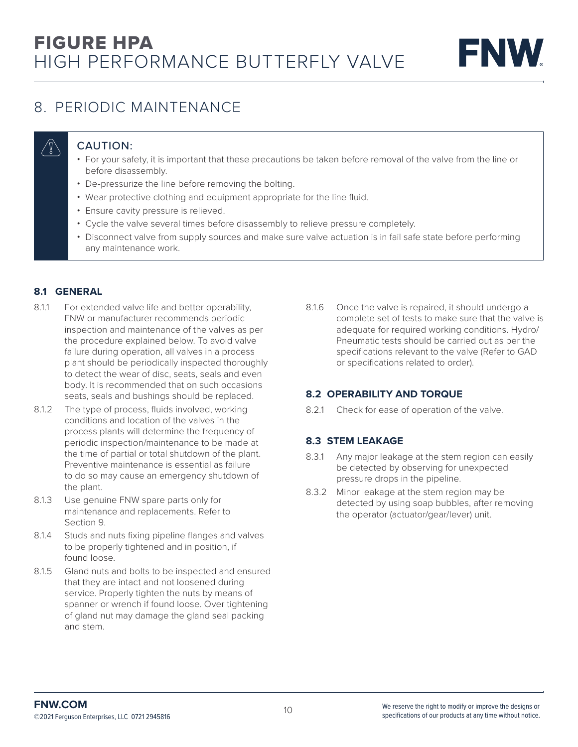# 8. PERIODIC MAINTENANCE

**CAUTION:**

- For your safety, it is important that these precautions be taken before removal of the valve from the line or before disassembly.
- De-pressurize the line before removing the bolting.
- Wear protective clothing and equipment appropriate for the line fluid.
- Ensure cavity pressure is relieved.
- Cycle the valve several times before disassembly to relieve pressure completely.
- Disconnect valve from supply sources and make sure valve actuation is in fail safe state before performing any maintenance work.

### 8.1 GENERAL

8.1.1 For extended valve life and better operability, FNW or manufacturer recommends periodic inspection and maintenance of the valves as per the procedure explained below. To avoid valve failure during operation, all valves in a process plant should be periodically inspected thoroughly to detect the wear of disc, seats, seals and even body. It is recommended that on such occasions seats, seals and bushings should be replaced.

8.1.2 The type of process, fluids involved, working conditions and location of the valves in the process plants will determine the frequency of periodic inspection/maintenance to be made at the time of partial or total shutdown of the plant. Preventive maintenance is essential as failure to do so may cause an emergency shutdown of the plant.

8.1.3 Use genuine FNW spare parts only for maintenance and replacements. Refer to Section 9.

8.1.4 Studs and nuts fixing pipeline flanges and valves to be properly tightened and in position, if found loose.

8.1.5 Gland nuts and bolts to be inspected and ensured that they are intact and not loosened during service. Properly tighten the nuts by means of spanner or wrench if found loose. Over tightening of gland nut may damage the gland seal packing and stem.

8.1.6 Once the valve is repaired, it should undergo a complete set of tests to make sure that the valve is adequate for required working conditions. Hydro/ Pneumatic tests should be carried out as per the specifications relevant to the valve (Refer to GAD or specifications related to order).

### 8.2 OPERABILITY AND TORQUE

8.2.1 Check for ease of operation of the valve.

### 8.3 STEM LEAKAGE

8.3.1 Any major leakage at the stem region can easily be detected by observing for unexpected pressure drops in the pipeline.

8.3.2 Minor leakage at the stem region may be detected by using soap bubbles, after removing the operator (actuator/gear/lever) unit.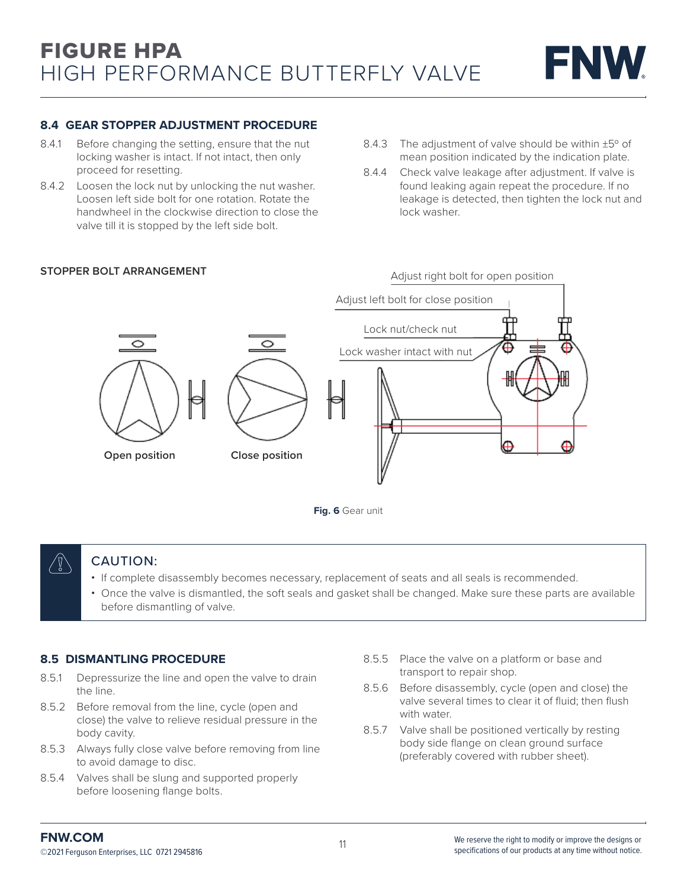## 8.4 GEAR STOPPER ADJUSTMENT PROCEDURE

8.4.1 Before changing the setting, ensure that the nut locking washer is intact. If not intact, then only proceed for resetting.

8.4.2 Loosen the lock nut by unlocking the nut washer. Loosen left side bolt for one rotation. Rotate the handwheel in the clockwise direction to close the valve till it is stopped by the left side bolt.

8.4.3 The adjustment of valve should be within ±5° of mean position indicated by the indication plate.

8.4.4 Check valve leakage after adjustment. If valve is found leaking again repeat the procedure. If no leakage is detected, then tighten the lock nut and lock washer.

**STOPPER BOLT ARRANGEMENT**

Adjust right bolt for open position

Adjust left bolt for close position

Lock nut/check nut

Lock washer intact with nut

Open position

Close position

**Fig. 6** Gear unit

> **CAUTION:**
> - If complete disassembly becomes necessary, replacement of seats and all seals is recommended.
> - Once the valve is dismantled, the soft seals and gasket shall be changed. Make sure these parts are available before dismantling of valve.

## 8.5 DISMANTLING PROCEDURE

8.5.1 Depressurize the line and open the valve to drain the line.

8.5.2 Before removal from the line, cycle (open and close) the valve to relieve residual pressure in the body cavity.

8.5.3 Always fully close valve before removing from line to avoid damage to disc.

8.5.4 Valves shall be slung and supported properly before loosening flange bolts.

8.5.5 Place the valve on a platform or base and transport to repair shop.

8.5.6 Before disassembly, cycle (open and close) the valve several times to clear it of fluid; then flush with water.

8.5.7 Valve shall be positioned vertically by resting body side flange on clean ground surface (preferably covered with rubber sheet).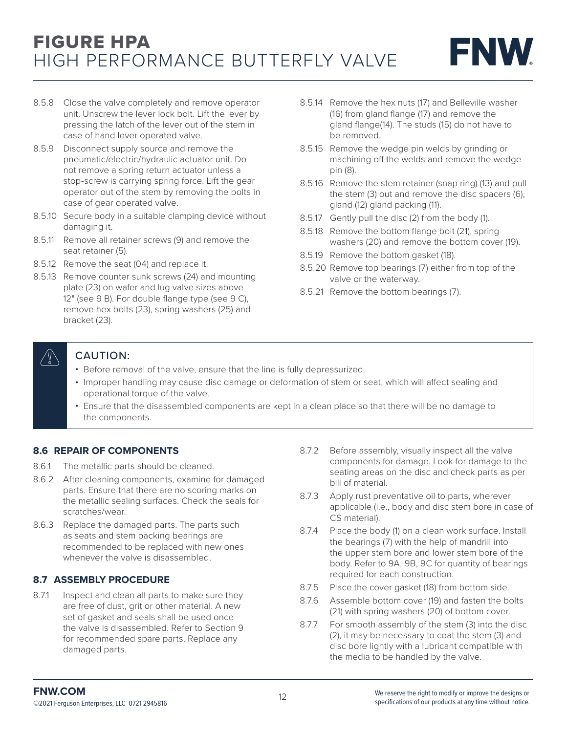8.5.8 Close the valve completely and remove operator unit. Unscrew the lever lock bolt. Lift the lever by pressing the latch of the lever out of the stem in case of hand lever operated valve.

8.5.9 Disconnect supply source and remove the pneumatic/electric/hydraulic actuator unit. Do not remove a spring return actuator unless a stop-screw is carrying spring force. Lift the gear operator out of the stem by removing the bolts in case of gear operated valve.

8.5.10 Secure body in a suitable clamping device without damaging it.

8.5.11 Remove all retainer screws (9) and remove the seat retainer (5).

8.5.12 Remove the seat (04) and replace it.

8.5.13 Remove counter sunk screws (24) and mounting plate (23) on wafer and lug valve sizes above 12" (see 9 B). For double flange type (see 9 C), remove hex bolts (23), spring washers (25) and bracket (23).

8.5.14 Remove the hex nuts (17) and Belleville washer (16) from gland flange (17) and remove the gland flange(14). The studs (15) do not have to be removed.

8.5.15 Remove the wedge pin welds by grinding or machining off the welds and remove the wedge pin (8).

8.5.16 Remove the stem retainer (snap ring) (13) and pull the stem (3) out and remove the disc spacers (6), gland (12) gland packing (11).

8.5.17 Gently pull the disc (2) from the body (1).

8.5.18 Remove the bottom flange bolt (21), spring washers (20) and remove the bottom cover (19).

8.5.19 Remove the bottom gasket (18).

8.5.20 Remove top bearings (7) either from top of the valve or the waterway.

8.5.21 Remove the bottom bearings (7).

**CAUTION:**

- Before removal of the valve, ensure that the line is fully depressurized.
- Improper handling may cause disc damage or deformation of stem or seat, which will affect sealing and operational torque of the valve.
- Ensure that the disassembled components are kept in a clean place so that there will be no damage to the components.

### 8.6 REPAIR OF COMPONENTS

8.6.1 The metallic parts should be cleaned.

8.6.2 After cleaning components, examine for damaged parts. Ensure that there are no scoring marks on the metallic sealing surfaces. Check the seals for scratches/wear.

8.6.3 Replace the damaged parts. The parts such as seats and stem packing bearings are recommended to be replaced with new ones whenever the valve is disassembled.

### 8.7 ASSEMBLY PROCEDURE

8.7.1 Inspect and clean all parts to make sure they are free of dust, grit or other material. A new set of gasket and seals shall be used once the valve is disassembled. Refer to Section 9 for recommended spare parts. Replace any damaged parts.

8.7.2 Before assembly, visually inspect all the valve components for damage. Look for damage to the seating areas on the disc and check parts as per bill of material.

8.7.3 Apply rust preventative oil to parts, wherever applicable (i.e., body and disc stem bore in case of CS material).

8.7.4 Place the body (1) on a clean work surface. Install the bearings (7) with the help of mandrill into the upper stem bore and lower stem bore of the body. Refer to 9A, 9B, 9C for quantity of bearings required for each construction.

8.7.5 Place the cover gasket (18) from bottom side.

8.7.6 Assemble bottom cover (19) and fasten the bolts (21) with spring washers (20) of bottom cover.

8.7.7 For smooth assembly of the stem (3) into the disc (2), it may be necessary to coat the stem (3) and disc bore lightly with a lubricant compatible with the media to be handled by the valve.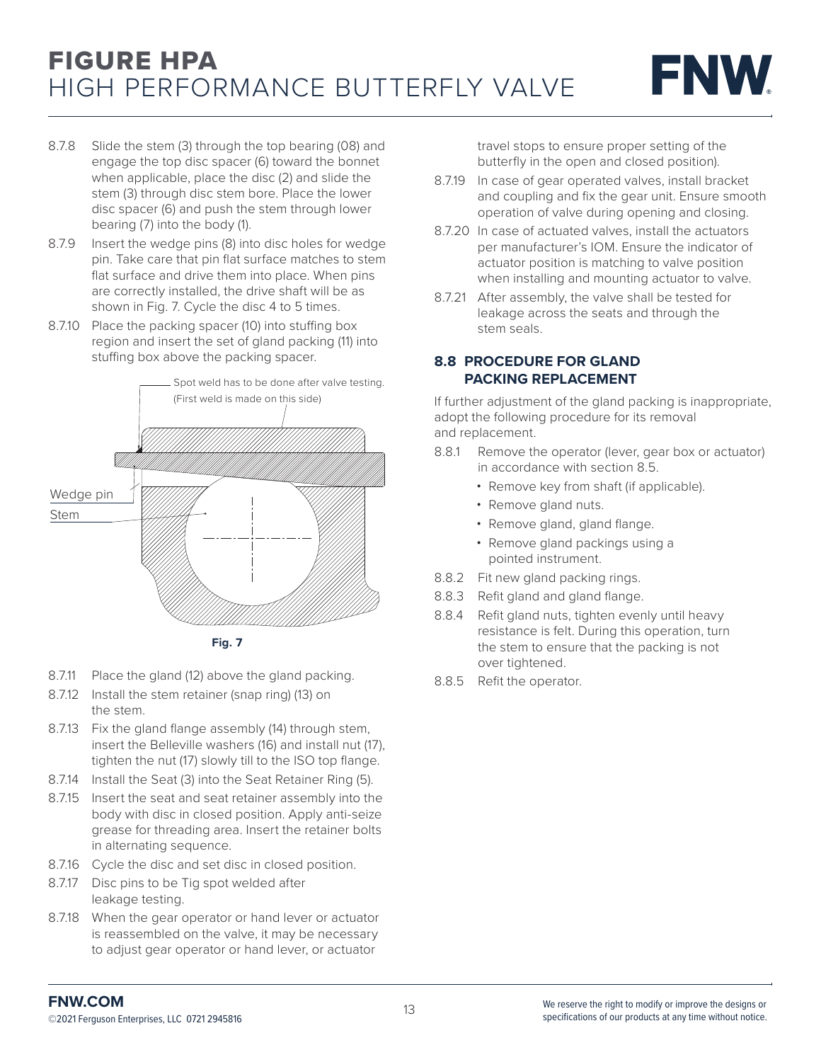- 8.7.8 Slide the stem (3) through the top bearing (08) and engage the top disc spacer (6) toward the bonnet when applicable, place the disc (2) and slide the stem (3) through disc stem bore. Place the lower disc spacer (6) and push the stem through lower bearing (7) into the body (1).
- 8.7.9 Insert the wedge pins (8) into disc holes for wedge pin. Take care that pin flat surface matches to stem flat surface and drive them into place. When pins are correctly installed, the drive shaft will be as shown in Fig. 7. Cycle the disc 4 to 5 times.
- 8.7.10 Place the packing spacer (10) into stuffing box region and insert the set of gland packing (11) into stuffing box above the packing spacer.

Spot weld has to be done after valve testing. (First weld is made on this side)

Wedge pin

Stem

**Fig. 7**

- 8.7.11 Place the gland (12) above the gland packing.
- 8.7.12 Install the stem retainer (snap ring) (13) on the stem.
- 8.7.13 Fix the gland flange assembly (14) through stem, insert the Belleville washers (16) and install nut (17), tighten the nut (17) slowly till to the ISO top flange.
- 8.7.14 Install the Seat (3) into the Seat Retainer Ring (5).
- 8.7.15 Insert the seat and seat retainer assembly into the body with disc in closed position. Apply anti-seize grease for threading area. Insert the retainer bolts in alternating sequence.
- 8.7.16 Cycle the disc and set disc in closed position.
- 8.7.17 Disc pins to be Tig spot welded after leakage testing.
- 8.7.18 When the gear operator or hand lever or actuator is reassembled on the valve, it may be necessary to adjust gear operator or hand lever, or actuator travel stops to ensure proper setting of the butterfly in the open and closed position).
- 8.7.19 In case of gear operated valves, install bracket and coupling and fix the gear unit. Ensure smooth operation of valve during opening and closing.
- 8.7.20 In case of actuated valves, install the actuators per manufacturer's IOM. Ensure the indicator of actuator position is matching to valve position when installing and mounting actuator to valve.
- 8.7.21 After assembly, the valve shall be tested for leakage across the seats and through the stem seals.

## 8.8 PROCEDURE FOR GLAND PACKING REPLACEMENT

If further adjustment of the gland packing is inappropriate, adopt the following procedure for its removal and replacement.

- 8.8.1 Remove the operator (lever, gear box or actuator) in accordance with section 8.5.
  - Remove key from shaft (if applicable).
  - Remove gland nuts.
  - Remove gland, gland flange.
  - Remove gland packings using a pointed instrument.
- 8.8.2 Fit new gland packing rings.
- 8.8.3 Refit gland and gland flange.
- 8.8.4 Refit gland nuts, tighten evenly until heavy resistance is felt. During this operation, turn the stem to ensure that the packing is not over tightened.
- 8.8.5 Refit the operator.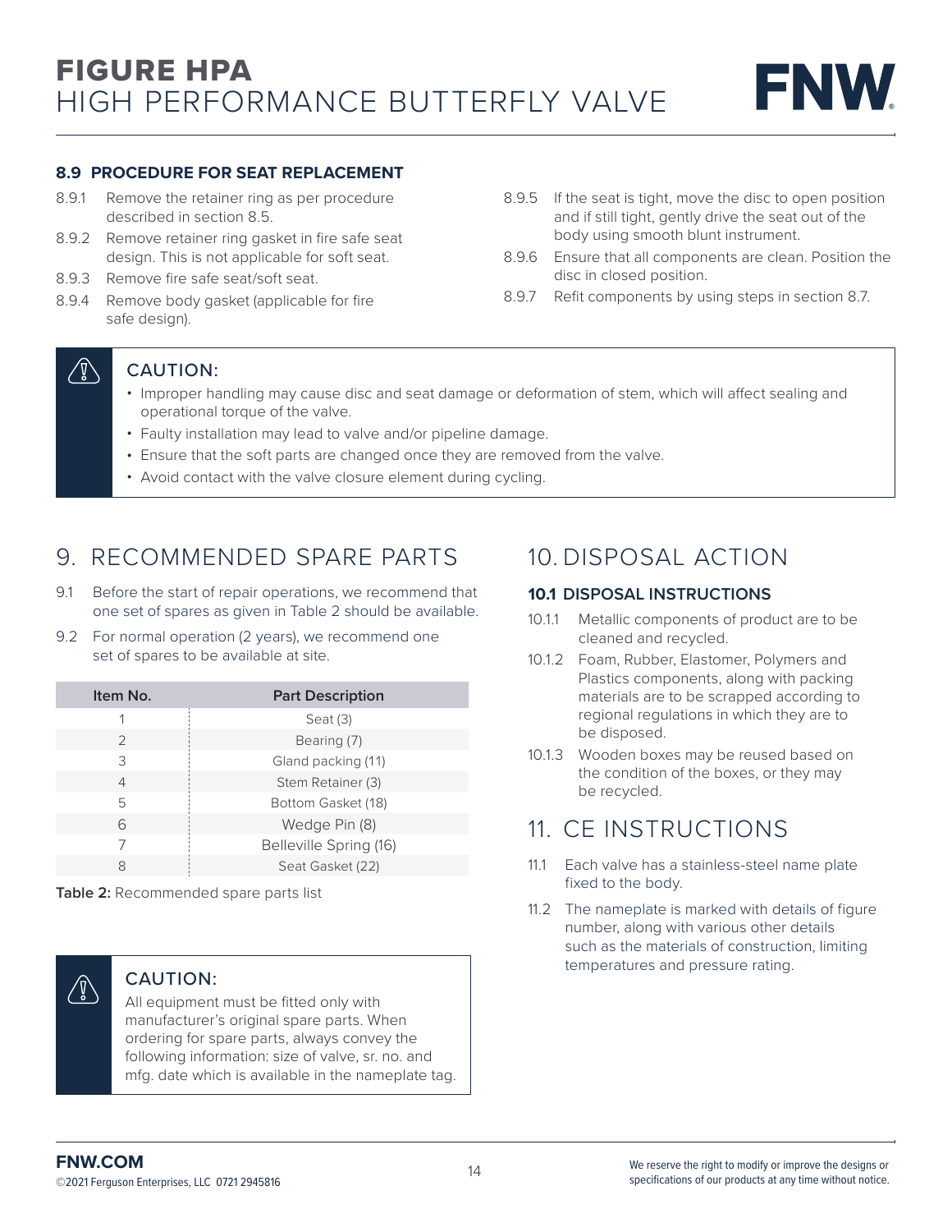### 8.9 PROCEDURE FOR SEAT REPLACEMENT

8.9.1 Remove the retainer ring as per procedure described in section 8.5.

8.9.2 Remove retainer ring gasket in fire safe seat design. This is not applicable for soft seat.

8.9.3 Remove fire safe seat/soft seat.

8.9.4 Remove body gasket (applicable for fire safe design).

8.9.5 If the seat is tight, move the disc to open position and if still tight, gently drive the seat out of the body using smooth blunt instrument.

8.9.6 Ensure that all components are clean. Position the disc in closed position.

8.9.7 Refit components by using steps in section 8.7.

**CAUTION:**

- Improper handling may cause disc and seat damage or deformation of stem, which will affect sealing and operational torque of the valve.
- Faulty installation may lead to valve and/or pipeline damage.
- Ensure that the soft parts are changed once they are removed from the valve.
- Avoid contact with the valve closure element during cycling.

# 9. RECOMMENDED SPARE PARTS

9.1 Before the start of repair operations, we recommend that one set of spares as given in Table 2 should be available.

9.2 For normal operation (2 years), we recommend one set of spares to be available at site.

| Item No. | Part Description |
|---|---|
| 1 | Seat (3) |
| 2 | Bearing (7) |
| 3 | Gland packing (11) |
| 4 | Stem Retainer (3) |
| 5 | Bottom Gasket (18) |
| 6 | Wedge Pin (8) |
| 7 | Belleville Spring (16) |
| 8 | Seat Gasket (22) |

**Table 2:** Recommended spare parts list

**CAUTION:**

All equipment must be fitted only with manufacturer's original spare parts. When ordering for spare parts, always convey the following information: size of valve, sr. no. and mfg. date which is available in the nameplate tag.

# 10. DISPOSAL ACTION

### 10.1 DISPOSAL INSTRUCTIONS

10.1.1 Metallic components of product are to be cleaned and recycled.

10.1.2 Foam, Rubber, Elastomer, Polymers and Plastics components, along with packing materials are to be scrapped according to regional regulations in which they are to be disposed.

10.1.3 Wooden boxes may be reused based on the condition of the boxes, or they may be recycled.

# 11. CE INSTRUCTIONS

11.1 Each valve has a stainless-steel name plate fixed to the body.

11.2 The nameplate is marked with details of figure number, along with various other details such as the materials of construction, limiting temperatures and pressure rating.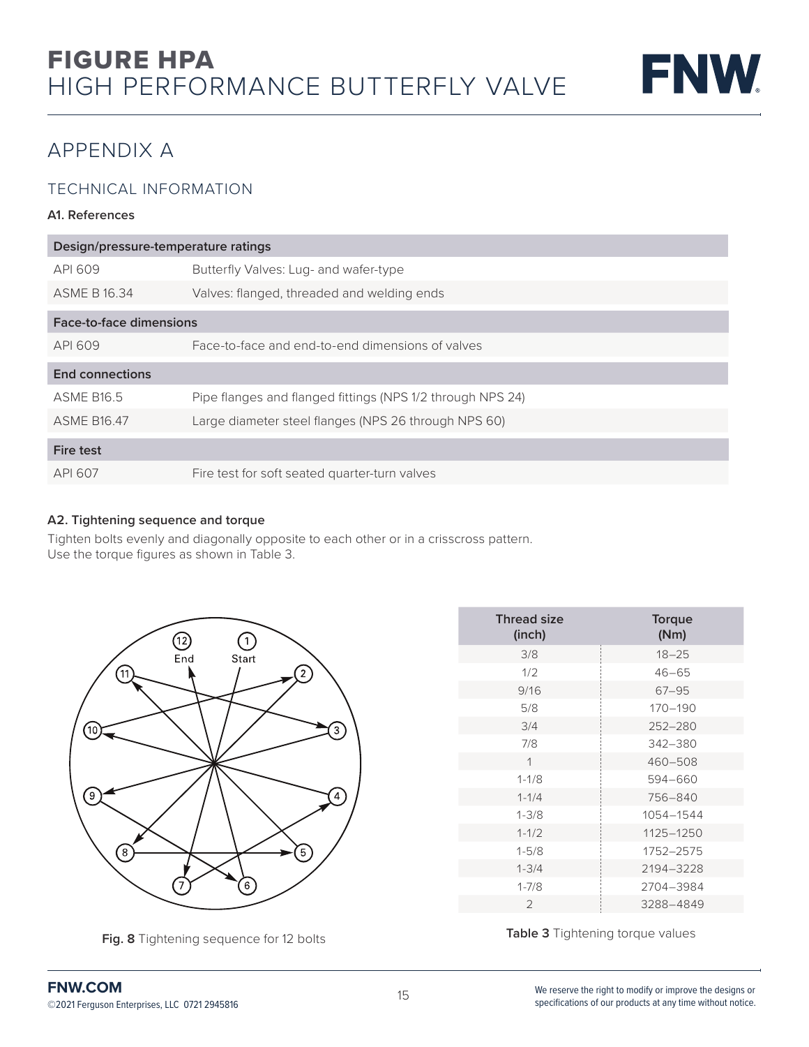# APPENDIX A

## TECHNICAL INFORMATION

### A1. References

| Design/pressure-temperature ratings | |
|---|---|
| API 609 | Butterfly Valves: Lug- and wafer-type |
| ASME B 16.34 | Valves: flanged, threaded and welding ends |
| **Face-to-face dimensions** | |
| API 609 | Face-to-face and end-to-end dimensions of valves |
| **End connections** | |
| ASME B16.5 | Pipe flanges and flanged fittings (NPS 1/2 through NPS 24) |
| ASME B16.47 | Large diameter steel flanges (NPS 26 through NPS 60) |
| **Fire test** | |
| API 607 | Fire test for soft seated quarter-turn valves |

### A2. Tightening sequence and torque

Tighten bolts evenly and diagonally opposite to each other or in a crisscross pattern.
Use the torque figures as shown in Table 3.

**Fig. 8** Tightening sequence for 12 bolts

| Thread size (inch) | Torque (Nm) |
|---|---|
| 3/8 | 18–25 |
| 1/2 | 46–65 |
| 9/16 | 67–95 |
| 5/8 | 170–190 |
| 3/4 | 252–280 |
| 7/8 | 342–380 |
| 1 | 460–508 |
| 1-1/8 | 594–660 |
| 1-1/4 | 756–840 |
| 1-3/8 | 1054–1544 |
| 1-1/2 | 1125–1250 |
| 1-5/8 | 1752–2575 |
| 1-3/4 | 2194–3228 |
| 1-7/8 | 2704–3984 |
| 2 | 3288–4849 |

**Table 3** Tightening torque values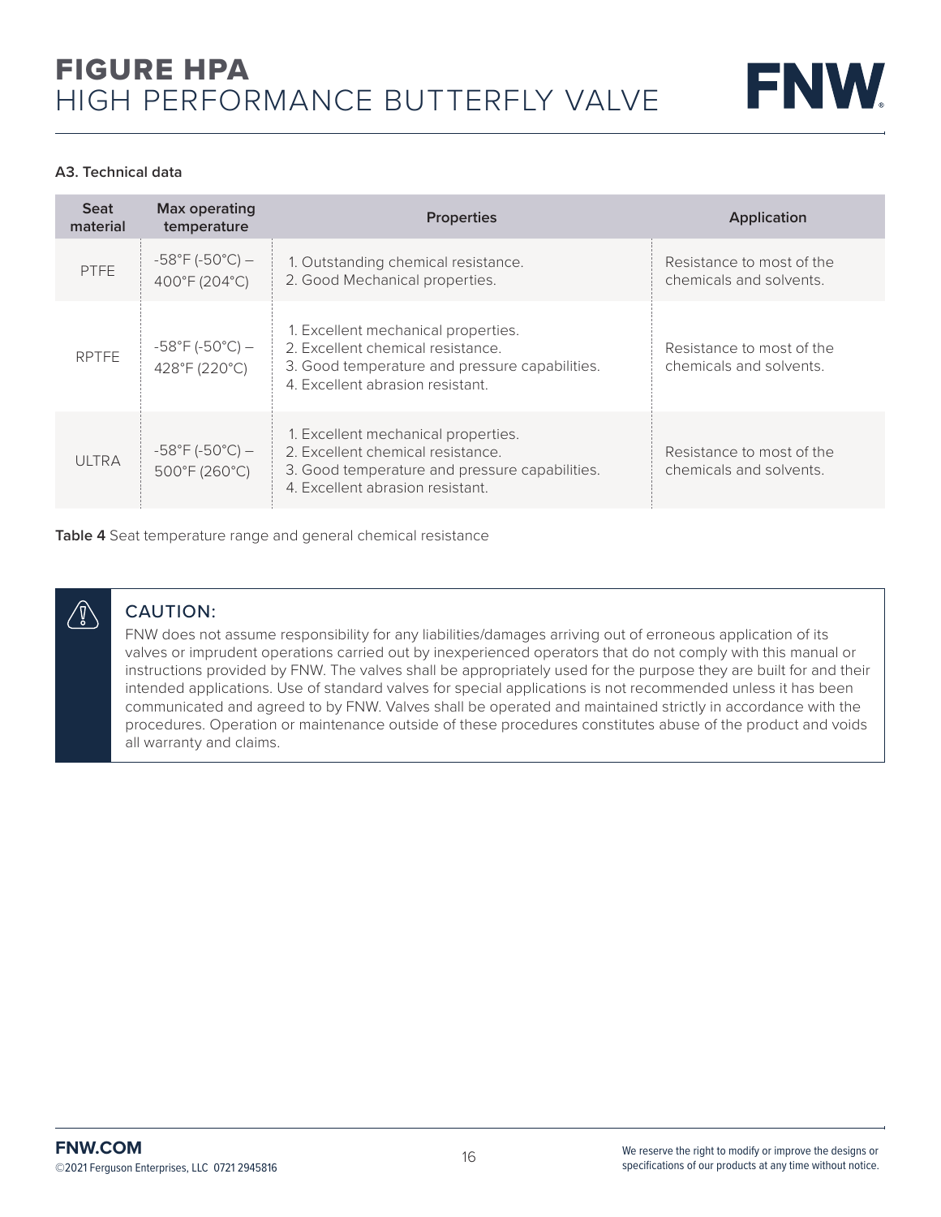### A3. Technical data

| Seat material | Max operating temperature | Properties | Application |
|---|---|---|---|
| PTFE | -58°F (-50°C) – 400°F (204°C) | 1. Outstanding chemical resistance.<br>2. Good Mechanical properties. | Resistance to most of the chemicals and solvents. |
| RPTFE | -58°F (-50°C) – 428°F (220°C) | 1. Excellent mechanical properties.<br>2. Excellent chemical resistance.<br>3. Good temperature and pressure capabilities.<br>4. Excellent abrasion resistant. | Resistance to most of the chemicals and solvents. |
| ULTRA | -58°F (-50°C) – 500°F (260°C) | 1. Excellent mechanical properties.<br>2. Excellent chemical resistance.<br>3. Good temperature and pressure capabilities.<br>4. Excellent abrasion resistant. | Resistance to most of the chemicals and solvents. |

**Table 4** Seat temperature range and general chemical resistance

**CAUTION:**

FNW does not assume responsibility for any liabilities/damages arriving out of erroneous application of its valves or imprudent operations carried out by inexperienced operators that do not comply with this manual or instructions provided by FNW. The valves shall be appropriately used for the purpose they are built for and their intended applications. Use of standard valves for special applications is not recommended unless it has been communicated and agreed to by FNW. Valves shall be operated and maintained strictly in accordance with the procedures. Operation or maintenance outside of these procedures constitutes abuse of the product and voids all warranty and claims.